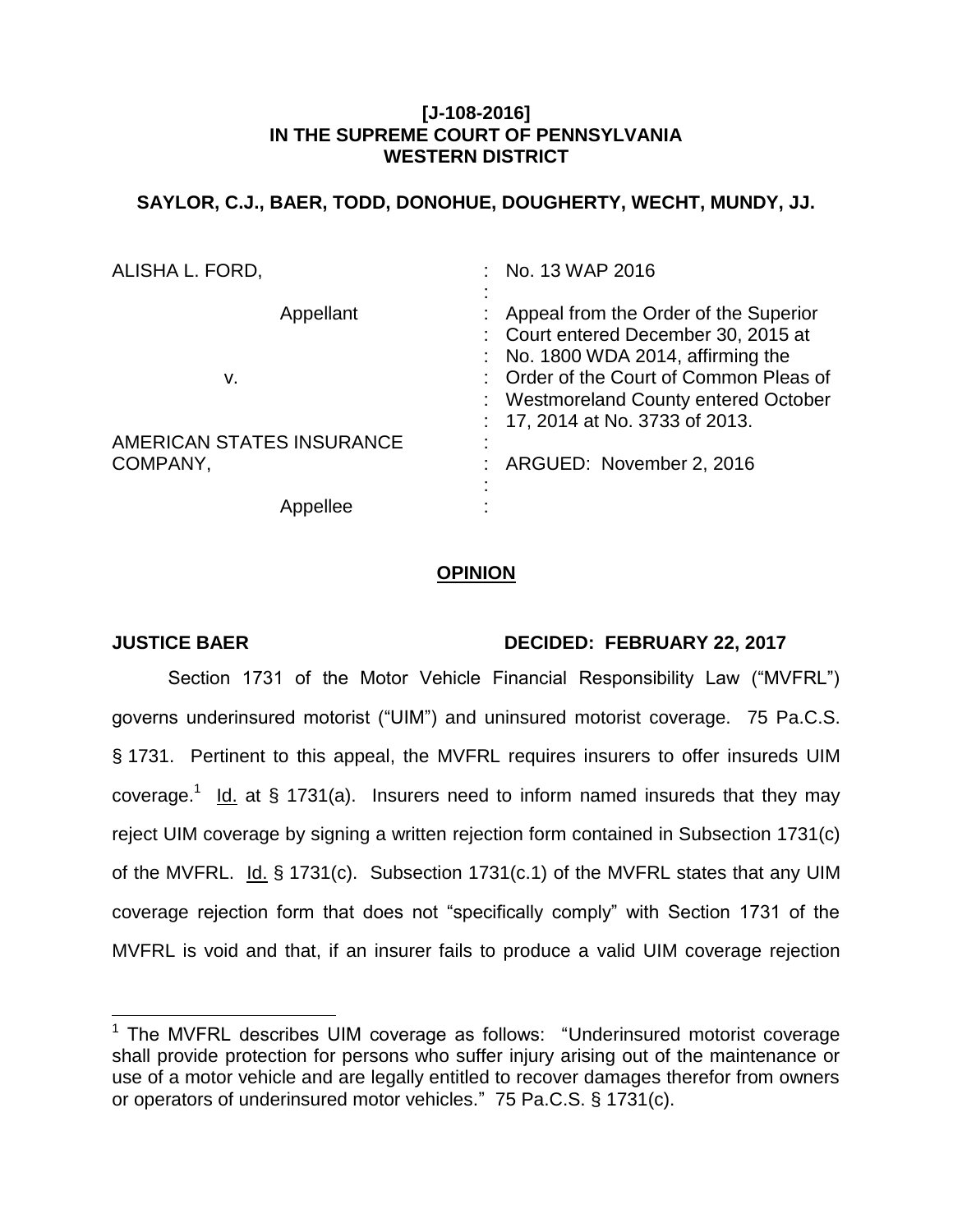**[J-108-2016]**
**IN THE SUPREME COURT OF PENNSYLVANIA**
**WESTERN DISTRICT**

**SAYLOR, C.J., BAER, TODD, DONOHUE, DOUGHERTY, WECHT, MUNDY, JJ.**

| | |
|---|---|
| ALISHA L. FORD, | : No. 13 WAP 2016 |
| Appellant | : Appeal from the Order of the Superior Court entered December 30, 2015 at No. 1800 WDA 2014, affirming the Order of the Court of Common Pleas of Westmoreland County entered October 17, 2014 at No. 3733 of 2013. |
| v. | : |
| AMERICAN STATES INSURANCE COMPANY, | : ARGUED: November 2, 2016 |
| Appellee | : |

**OPINION**

**JUSTICE BAER** **DECIDED: FEBRUARY 22, 2017**

Section 1731 of the Motor Vehicle Financial Responsibility Law ("MVFRL") governs underinsured motorist ("UIM") and uninsured motorist coverage. 75 Pa.C.S. § 1731. Pertinent to this appeal, the MVFRL requires insurers to offer insureds UIM coverage.[1] Id. at § 1731(a). Insurers need to inform named insureds that they may reject UIM coverage by signing a written rejection form contained in Subsection 1731(c) of the MVFRL. Id. § 1731(c). Subsection 1731(c.1) of the MVFRL states that any UIM coverage rejection form that does not "specifically comply" with Section 1731 of the MVFRL is void and that, if an insurer fails to produce a valid UIM coverage rejection

[1] The MVFRL describes UIM coverage as follows: "Underinsured motorist coverage shall provide protection for persons who suffer injury arising out of the maintenance or use of a motor vehicle and are legally entitled to recover damages therefor from owners or operators of underinsured motor vehicles." 75 Pa.C.S. § 1731(c).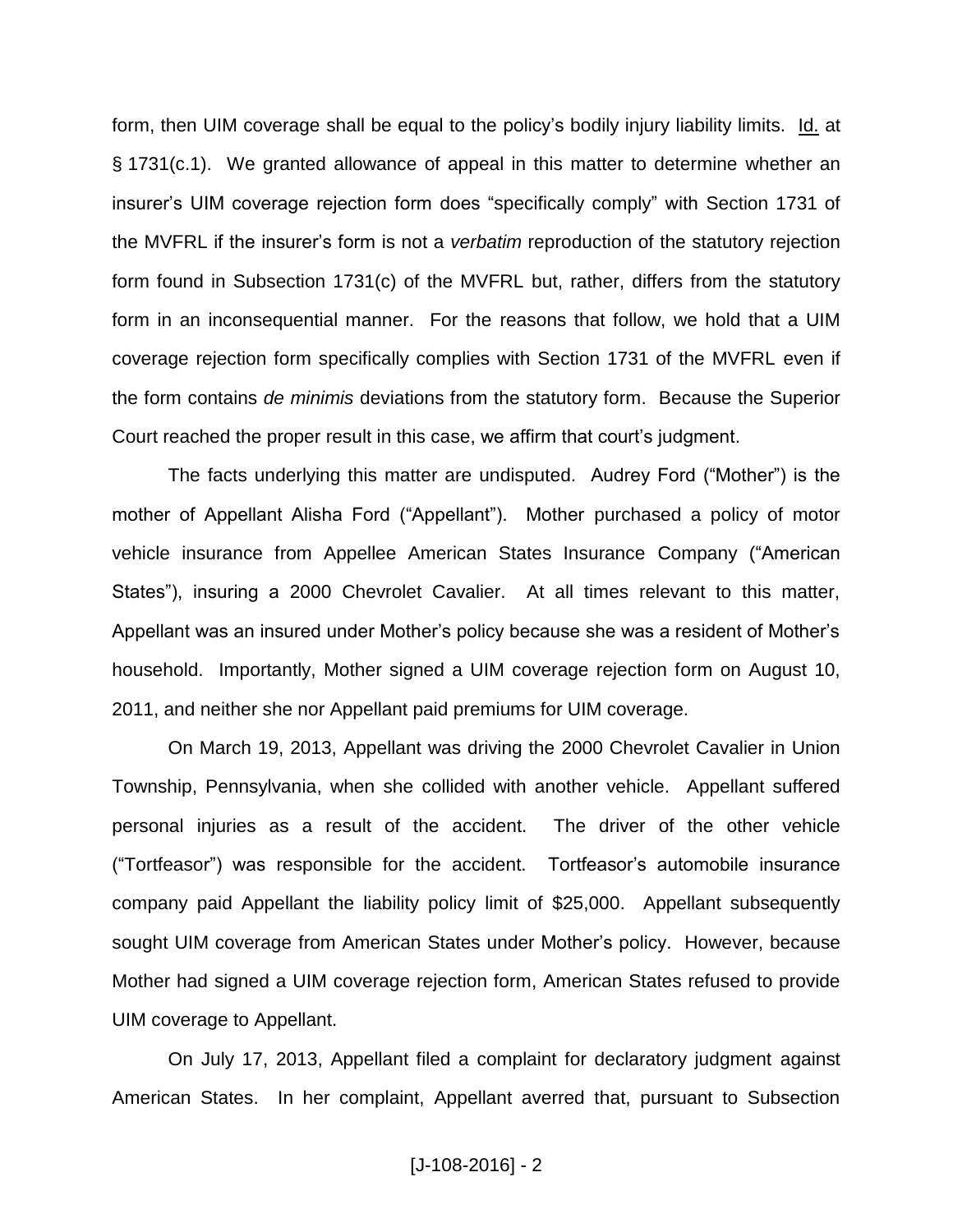form, then UIM coverage shall be equal to the policy's bodily injury liability limits. Id. at § 1731(c.1). We granted allowance of appeal in this matter to determine whether an insurer's UIM coverage rejection form does "specifically comply" with Section 1731 of the MVFRL if the insurer's form is not a *verbatim* reproduction of the statutory rejection form found in Subsection 1731(c) of the MVFRL but, rather, differs from the statutory form in an inconsequential manner. For the reasons that follow, we hold that a UIM coverage rejection form specifically complies with Section 1731 of the MVFRL even if the form contains *de minimis* deviations from the statutory form. Because the Superior Court reached the proper result in this case, we affirm that court's judgment.

The facts underlying this matter are undisputed. Audrey Ford ("Mother") is the mother of Appellant Alisha Ford ("Appellant"). Mother purchased a policy of motor vehicle insurance from Appellee American States Insurance Company ("American States"), insuring a 2000 Chevrolet Cavalier. At all times relevant to this matter, Appellant was an insured under Mother's policy because she was a resident of Mother's household. Importantly, Mother signed a UIM coverage rejection form on August 10, 2011, and neither she nor Appellant paid premiums for UIM coverage.

On March 19, 2013, Appellant was driving the 2000 Chevrolet Cavalier in Union Township, Pennsylvania, when she collided with another vehicle. Appellant suffered personal injuries as a result of the accident. The driver of the other vehicle ("Tortfeasor") was responsible for the accident. Tortfeasor's automobile insurance company paid Appellant the liability policy limit of $25,000. Appellant subsequently sought UIM coverage from American States under Mother's policy. However, because Mother had signed a UIM coverage rejection form, American States refused to provide UIM coverage to Appellant.

On July 17, 2013, Appellant filed a complaint for declaratory judgment against American States. In her complaint, Appellant averred that, pursuant to Subsection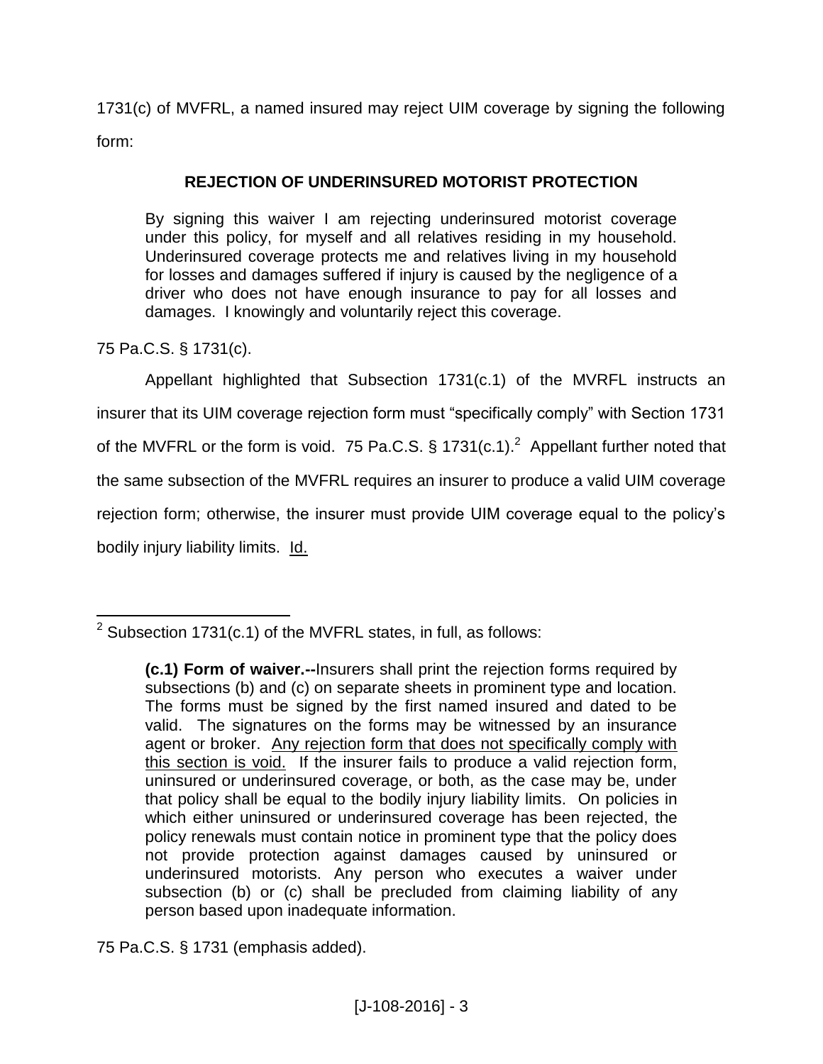1731(c) of MVFRL, a named insured may reject UIM coverage by signing the following form:

**REJECTION OF UNDERINSURED MOTORIST PROTECTION**

> By signing this waiver I am rejecting underinsured motorist coverage under this policy, for myself and all relatives residing in my household. Underinsured coverage protects me and relatives living in my household for losses and damages suffered if injury is caused by the negligence of a driver who does not have enough insurance to pay for all losses and damages. I knowingly and voluntarily reject this coverage.

75 Pa.C.S. § 1731(c).

Appellant highlighted that Subsection 1731(c.1) of the MVRFL instructs an insurer that its UIM coverage rejection form must "specifically comply" with Section 1731 of the MVFRL or the form is void. 75 Pa.C.S. § 1731(c.1).[2] Appellant further noted that the same subsection of the MVFRL requires an insurer to produce a valid UIM coverage rejection form; otherwise, the insurer must provide UIM coverage equal to the policy's bodily injury liability limits. Id.

---

[2] Subsection 1731(c.1) of the MVFRL states, in full, as follows:

> **(c.1) Form of waiver.--**Insurers shall print the rejection forms required by subsections (b) and (c) on separate sheets in prominent type and location. The forms must be signed by the first named insured and dated to be valid. The signatures on the forms may be witnessed by an insurance agent or broker. <u>Any rejection form that does not specifically comply with this section is void.</u> If the insurer fails to produce a valid rejection form, uninsured or underinsured coverage, or both, as the case may be, under that policy shall be equal to the bodily injury liability limits. On policies in which either uninsured or underinsured coverage has been rejected, the policy renewals must contain notice in prominent type that the policy does not provide protection against damages caused by uninsured or underinsured motorists. Any person who executes a waiver under subsection (b) or (c) shall be precluded from claiming liability of any person based upon inadequate information.

75 Pa.C.S. § 1731 (emphasis added).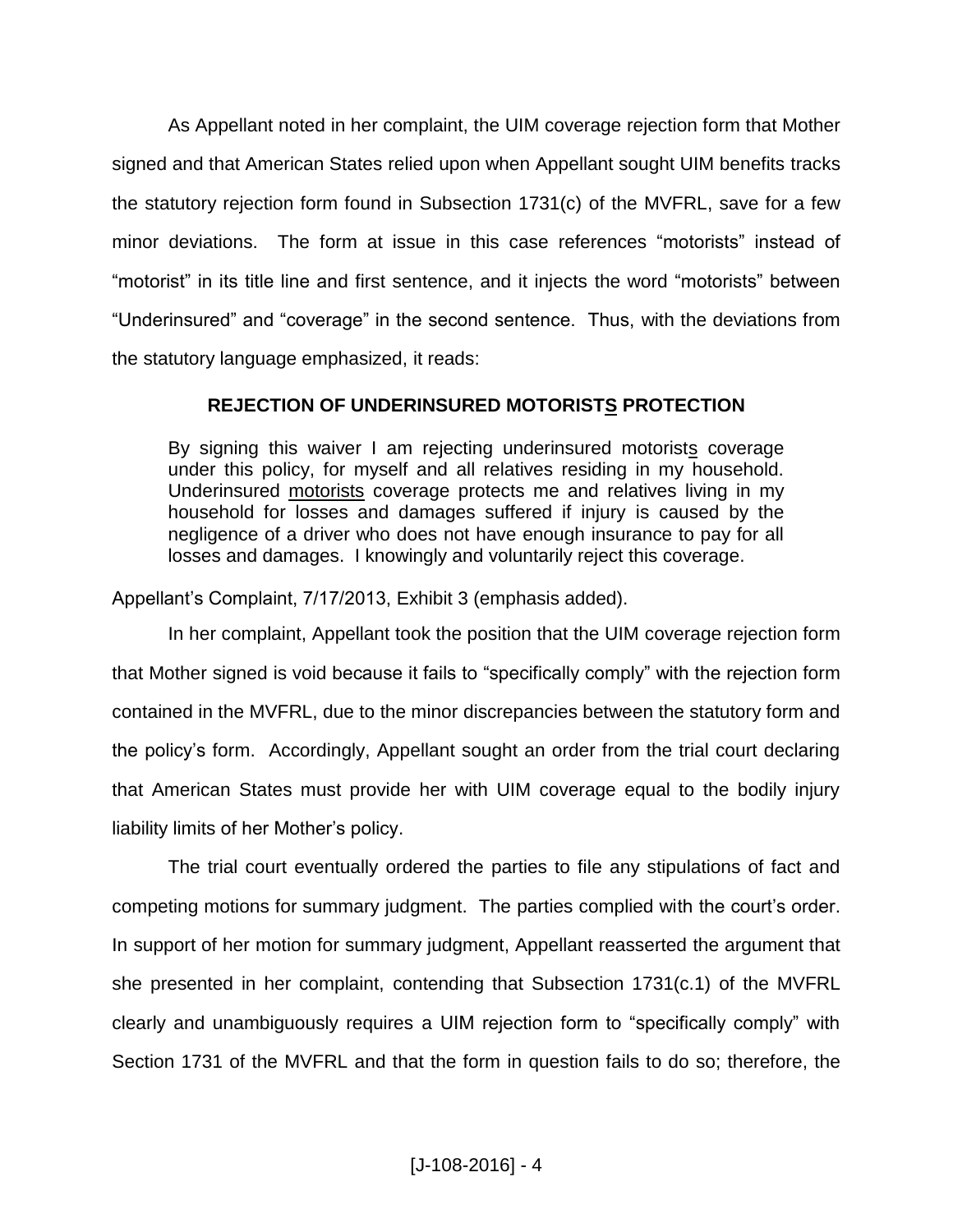As Appellant noted in her complaint, the UIM coverage rejection form that Mother signed and that American States relied upon when Appellant sought UIM benefits tracks the statutory rejection form found in Subsection 1731(c) of the MVFRL, save for a few minor deviations. The form at issue in this case references "motorists" instead of "motorist" in its title line and first sentence, and it injects the word "motorists" between "Underinsured" and "coverage" in the second sentence. Thus, with the deviations from the statutory language emphasized, it reads:

**REJECTION OF UNDERINSURED MOTORIST<u>S</u> PROTECTION**

> By signing this waiver I am rejecting underinsured motorist<u>s</u> coverage under this policy, for myself and all relatives residing in my household. Underinsured <u>motorists</u> coverage protects me and relatives living in my household for losses and damages suffered if injury is caused by the negligence of a driver who does not have enough insurance to pay for all losses and damages. I knowingly and voluntarily reject this coverage.

Appellant's Complaint, 7/17/2013, Exhibit 3 (emphasis added).

In her complaint, Appellant took the position that the UIM coverage rejection form that Mother signed is void because it fails to "specifically comply" with the rejection form contained in the MVFRL, due to the minor discrepancies between the statutory form and the policy's form. Accordingly, Appellant sought an order from the trial court declaring that American States must provide her with UIM coverage equal to the bodily injury liability limits of her Mother's policy.

The trial court eventually ordered the parties to file any stipulations of fact and competing motions for summary judgment. The parties complied with the court's order. In support of her motion for summary judgment, Appellant reasserted the argument that she presented in her complaint, contending that Subsection 1731(c.1) of the MVFRL clearly and unambiguously requires a UIM rejection form to "specifically comply" with Section 1731 of the MVFRL and that the form in question fails to do so; therefore, the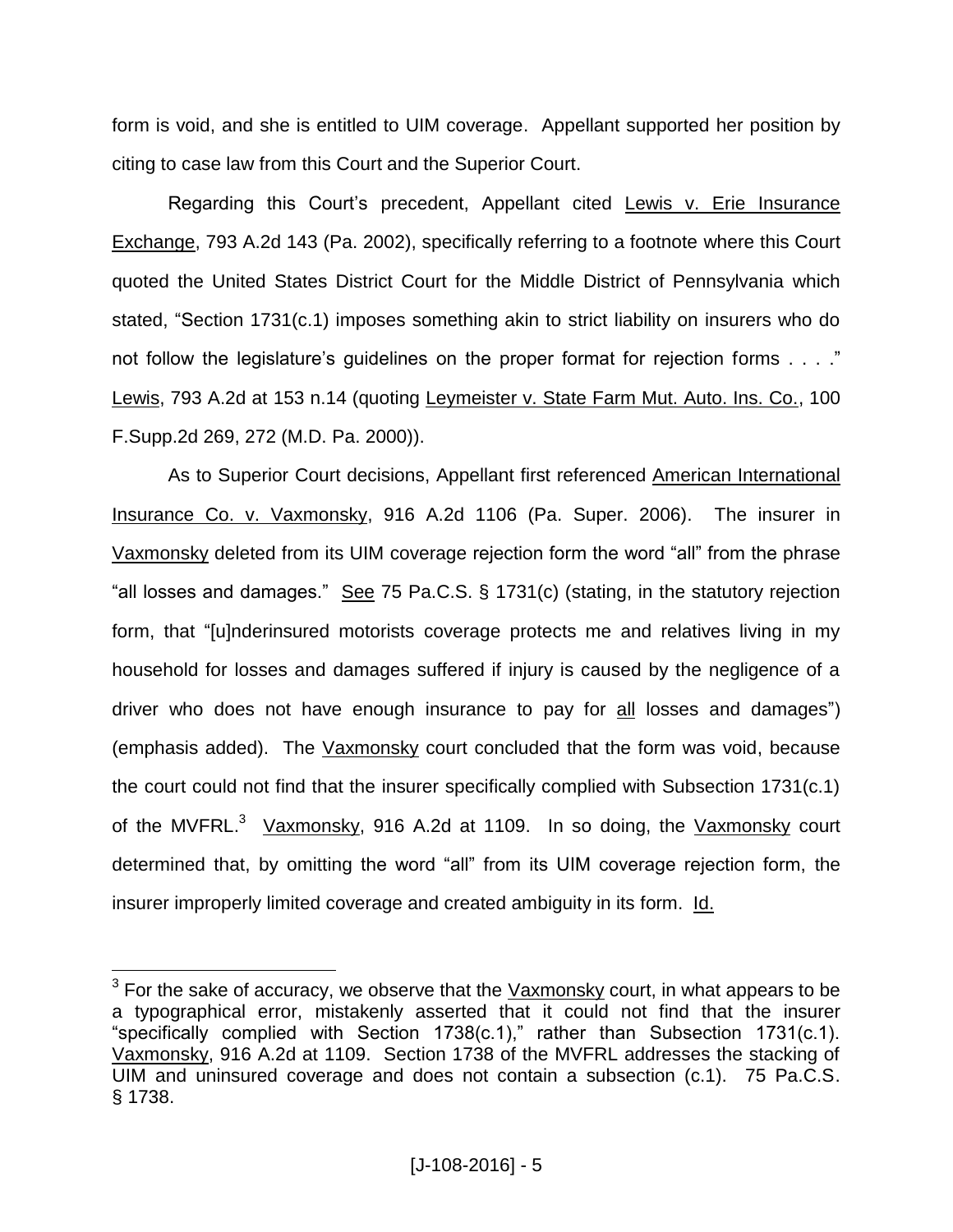form is void, and she is entitled to UIM coverage. Appellant supported her position by citing to case law from this Court and the Superior Court.

Regarding this Court's precedent, Appellant cited Lewis v. Erie Insurance Exchange, 793 A.2d 143 (Pa. 2002), specifically referring to a footnote where this Court quoted the United States District Court for the Middle District of Pennsylvania which stated, "Section 1731(c.1) imposes something akin to strict liability on insurers who do not follow the legislature's guidelines on the proper format for rejection forms . . . ." Lewis, 793 A.2d at 153 n.14 (quoting Leymeister v. State Farm Mut. Auto. Ins. Co., 100 F.Supp.2d 269, 272 (M.D. Pa. 2000)).

As to Superior Court decisions, Appellant first referenced American International Insurance Co. v. Vaxmonsky, 916 A.2d 1106 (Pa. Super. 2006). The insurer in Vaxmonsky deleted from its UIM coverage rejection form the word "all" from the phrase "all losses and damages." See 75 Pa.C.S. § 1731(c) (stating, in the statutory rejection form, that "[u]nderinsured motorists coverage protects me and relatives living in my household for losses and damages suffered if injury is caused by the negligence of a driver who does not have enough insurance to pay for all losses and damages") (emphasis added). The Vaxmonsky court concluded that the form was void, because the court could not find that the insurer specifically complied with Subsection 1731(c.1) of the MVFRL.[3] Vaxmonsky, 916 A.2d at 1109. In so doing, the Vaxmonsky court determined that, by omitting the word "all" from its UIM coverage rejection form, the insurer improperly limited coverage and created ambiguity in its form. Id.

[3] For the sake of accuracy, we observe that the Vaxmonsky court, in what appears to be a typographical error, mistakenly asserted that it could not find that the insurer "specifically complied with Section 1738(c.1)," rather than Subsection 1731(c.1). Vaxmonsky, 916 A.2d at 1109. Section 1738 of the MVFRL addresses the stacking of UIM and uninsured coverage and does not contain a subsection (c.1). 75 Pa.C.S. § 1738.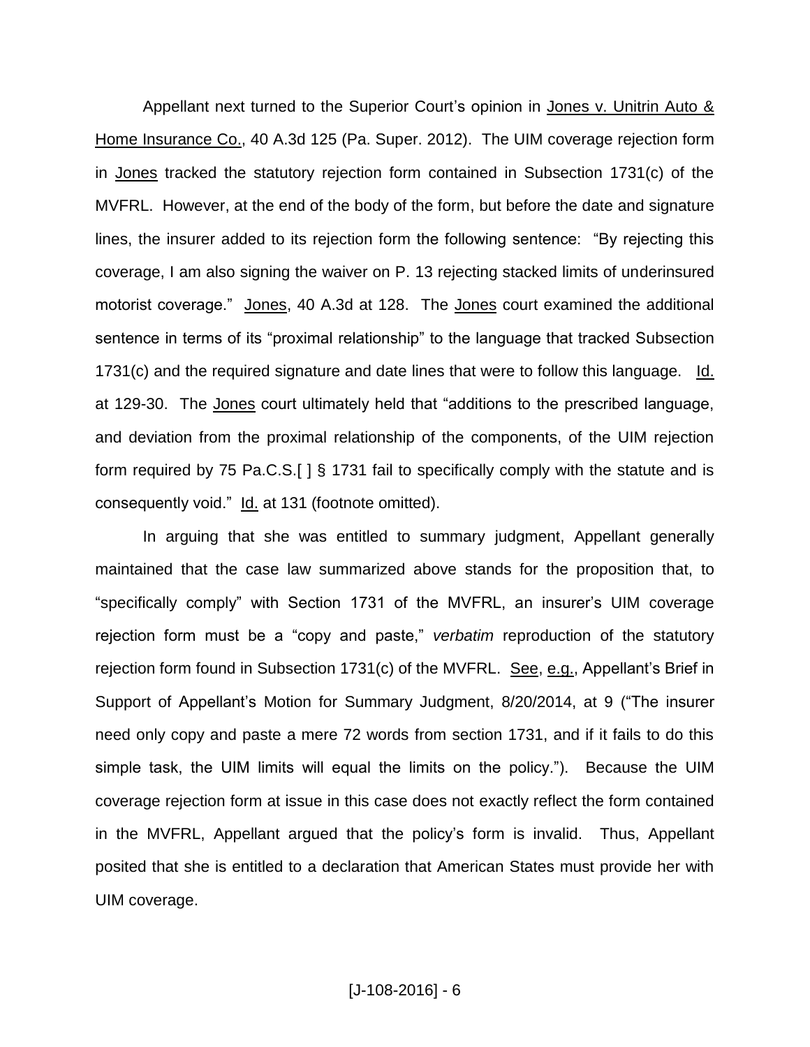Appellant next turned to the Superior Court's opinion in Jones v. Unitrin Auto & Home Insurance Co., 40 A.3d 125 (Pa. Super. 2012). The UIM coverage rejection form in Jones tracked the statutory rejection form contained in Subsection 1731(c) of the MVFRL. However, at the end of the body of the form, but before the date and signature lines, the insurer added to its rejection form the following sentence: "By rejecting this coverage, I am also signing the waiver on P. 13 rejecting stacked limits of underinsured motorist coverage." Jones, 40 A.3d at 128. The Jones court examined the additional sentence in terms of its "proximal relationship" to the language that tracked Subsection 1731(c) and the required signature and date lines that were to follow this language. Id. at 129-30. The Jones court ultimately held that "additions to the prescribed language, and deviation from the proximal relationship of the components, of the UIM rejection form required by 75 Pa.C.S.[ ] § 1731 fail to specifically comply with the statute and is consequently void." Id. at 131 (footnote omitted).

In arguing that she was entitled to summary judgment, Appellant generally maintained that the case law summarized above stands for the proposition that, to "specifically comply" with Section 1731 of the MVFRL, an insurer's UIM coverage rejection form must be a "copy and paste," *verbatim* reproduction of the statutory rejection form found in Subsection 1731(c) of the MVFRL. See, e.g., Appellant's Brief in Support of Appellant's Motion for Summary Judgment, 8/20/2014, at 9 ("The insurer need only copy and paste a mere 72 words from section 1731, and if it fails to do this simple task, the UIM limits will equal the limits on the policy."). Because the UIM coverage rejection form at issue in this case does not exactly reflect the form contained in the MVFRL, Appellant argued that the policy's form is invalid. Thus, Appellant posited that she is entitled to a declaration that American States must provide her with UIM coverage.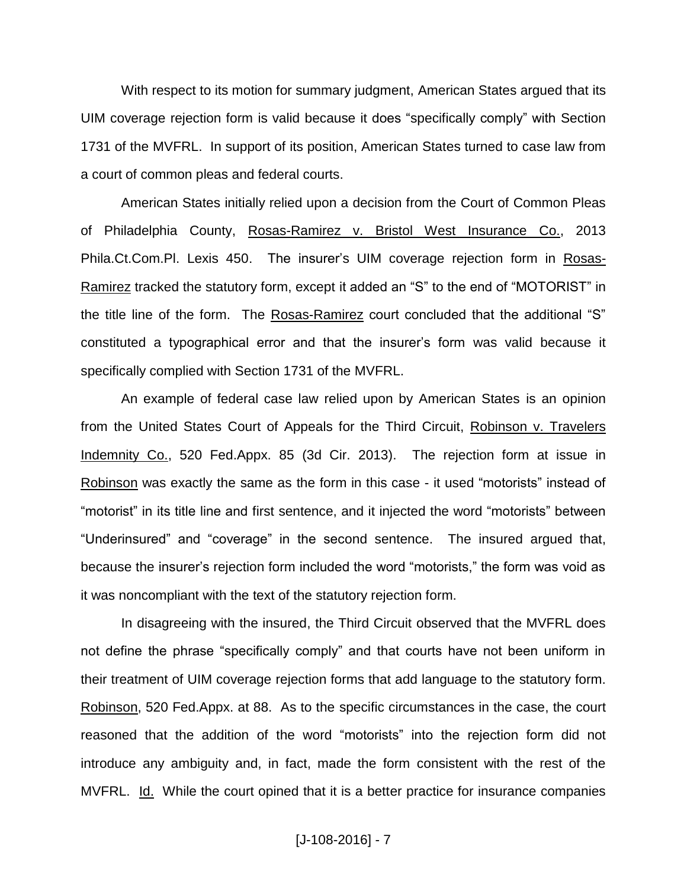With respect to its motion for summary judgment, American States argued that its UIM coverage rejection form is valid because it does "specifically comply" with Section 1731 of the MVFRL. In support of its position, American States turned to case law from a court of common pleas and federal courts.

American States initially relied upon a decision from the Court of Common Pleas of Philadelphia County, Rosas-Ramirez v. Bristol West Insurance Co., 2013 Phila.Ct.Com.Pl. Lexis 450. The insurer's UIM coverage rejection form in Rosas-Ramirez tracked the statutory form, except it added an "S" to the end of "MOTORIST" in the title line of the form. The Rosas-Ramirez court concluded that the additional "S" constituted a typographical error and that the insurer's form was valid because it specifically complied with Section 1731 of the MVFRL.

An example of federal case law relied upon by American States is an opinion from the United States Court of Appeals for the Third Circuit, Robinson v. Travelers Indemnity Co., 520 Fed.Appx. 85 (3d Cir. 2013). The rejection form at issue in Robinson was exactly the same as the form in this case - it used "motorists" instead of "motorist" in its title line and first sentence, and it injected the word "motorists" between "Underinsured" and "coverage" in the second sentence. The insured argued that, because the insurer's rejection form included the word "motorists," the form was void as it was noncompliant with the text of the statutory rejection form.

In disagreeing with the insured, the Third Circuit observed that the MVFRL does not define the phrase "specifically comply" and that courts have not been uniform in their treatment of UIM coverage rejection forms that add language to the statutory form. Robinson, 520 Fed.Appx. at 88. As to the specific circumstances in the case, the court reasoned that the addition of the word "motorists" into the rejection form did not introduce any ambiguity and, in fact, made the form consistent with the rest of the MVFRL. Id. While the court opined that it is a better practice for insurance companies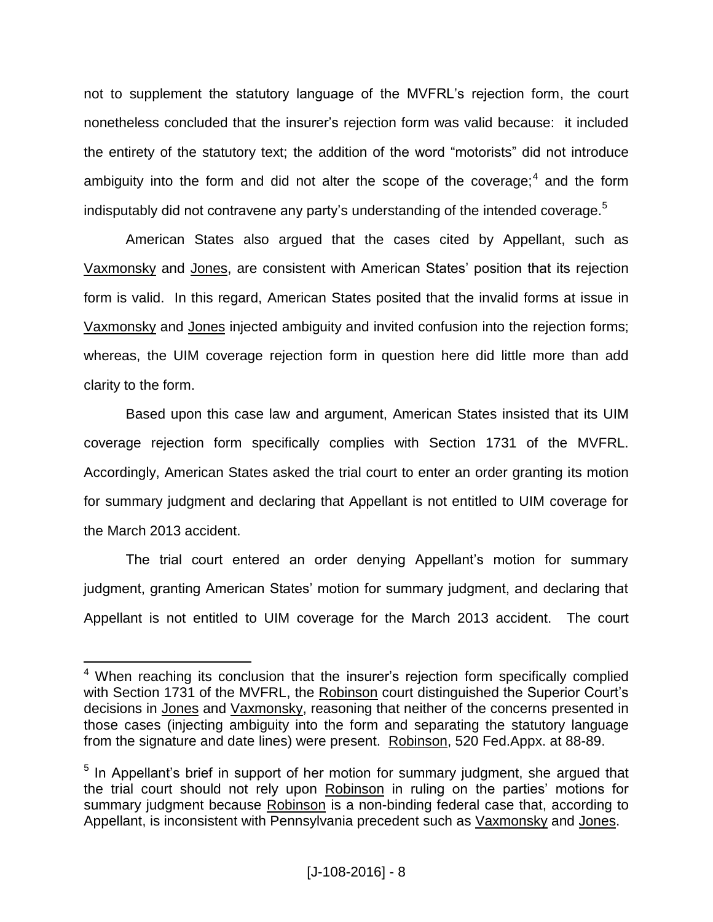not to supplement the statutory language of the MVFRL's rejection form, the court nonetheless concluded that the insurer's rejection form was valid because: it included the entirety of the statutory text; the addition of the word "motorists" did not introduce ambiguity into the form and did not alter the scope of the coverage;[4] and the form indisputably did not contravene any party's understanding of the intended coverage.[5]

American States also argued that the cases cited by Appellant, such as Vaxmonsky and Jones, are consistent with American States' position that its rejection form is valid. In this regard, American States posited that the invalid forms at issue in Vaxmonsky and Jones injected ambiguity and invited confusion into the rejection forms; whereas, the UIM coverage rejection form in question here did little more than add clarity to the form.

Based upon this case law and argument, American States insisted that its UIM coverage rejection form specifically complies with Section 1731 of the MVFRL. Accordingly, American States asked the trial court to enter an order granting its motion for summary judgment and declaring that Appellant is not entitled to UIM coverage for the March 2013 accident.

The trial court entered an order denying Appellant's motion for summary judgment, granting American States' motion for summary judgment, and declaring that Appellant is not entitled to UIM coverage for the March 2013 accident. The court

---

[4] When reaching its conclusion that the insurer's rejection form specifically complied with Section 1731 of the MVFRL, the Robinson court distinguished the Superior Court's decisions in Jones and Vaxmonsky, reasoning that neither of the concerns presented in those cases (injecting ambiguity into the form and separating the statutory language from the signature and date lines) were present. Robinson, 520 Fed.Appx. at 88-89.

[5] In Appellant's brief in support of her motion for summary judgment, she argued that the trial court should not rely upon Robinson in ruling on the parties' motions for summary judgment because Robinson is a non-binding federal case that, according to Appellant, is inconsistent with Pennsylvania precedent such as Vaxmonsky and Jones.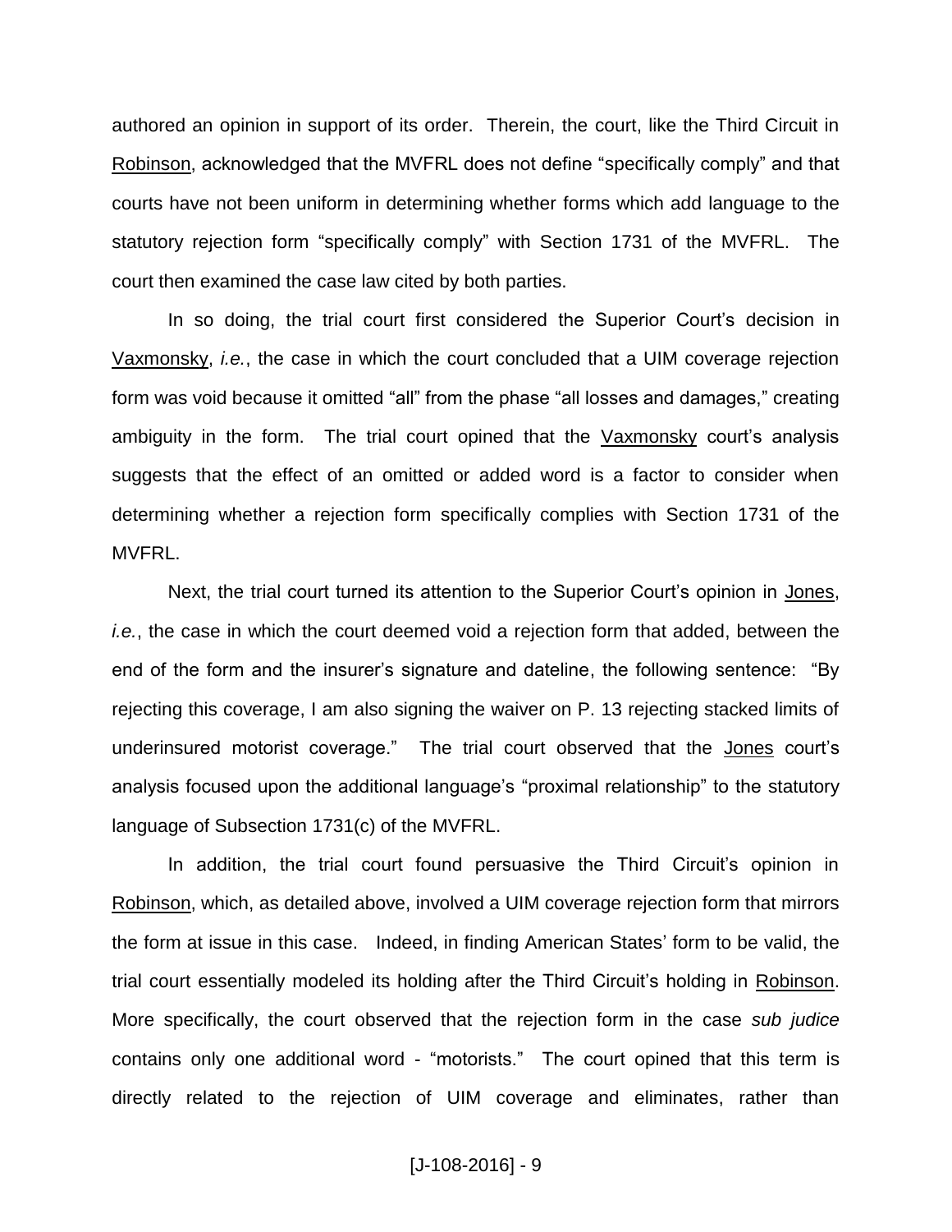authored an opinion in support of its order. Therein, the court, like the Third Circuit in Robinson, acknowledged that the MVFRL does not define "specifically comply" and that courts have not been uniform in determining whether forms which add language to the statutory rejection form "specifically comply" with Section 1731 of the MVFRL. The court then examined the case law cited by both parties.

In so doing, the trial court first considered the Superior Court's decision in Vaxmonsky, *i.e.*, the case in which the court concluded that a UIM coverage rejection form was void because it omitted "all" from the phase "all losses and damages," creating ambiguity in the form. The trial court opined that the Vaxmonsky court's analysis suggests that the effect of an omitted or added word is a factor to consider when determining whether a rejection form specifically complies with Section 1731 of the MVFRL.

Next, the trial court turned its attention to the Superior Court's opinion in Jones, *i.e.*, the case in which the court deemed void a rejection form that added, between the end of the form and the insurer's signature and dateline, the following sentence: "By rejecting this coverage, I am also signing the waiver on P. 13 rejecting stacked limits of underinsured motorist coverage." The trial court observed that the Jones court's analysis focused upon the additional language's "proximal relationship" to the statutory language of Subsection 1731(c) of the MVFRL.

In addition, the trial court found persuasive the Third Circuit's opinion in Robinson, which, as detailed above, involved a UIM coverage rejection form that mirrors the form at issue in this case. Indeed, in finding American States' form to be valid, the trial court essentially modeled its holding after the Third Circuit's holding in Robinson. More specifically, the court observed that the rejection form in the case *sub judice* contains only one additional word - "motorists." The court opined that this term is directly related to the rejection of UIM coverage and eliminates, rather than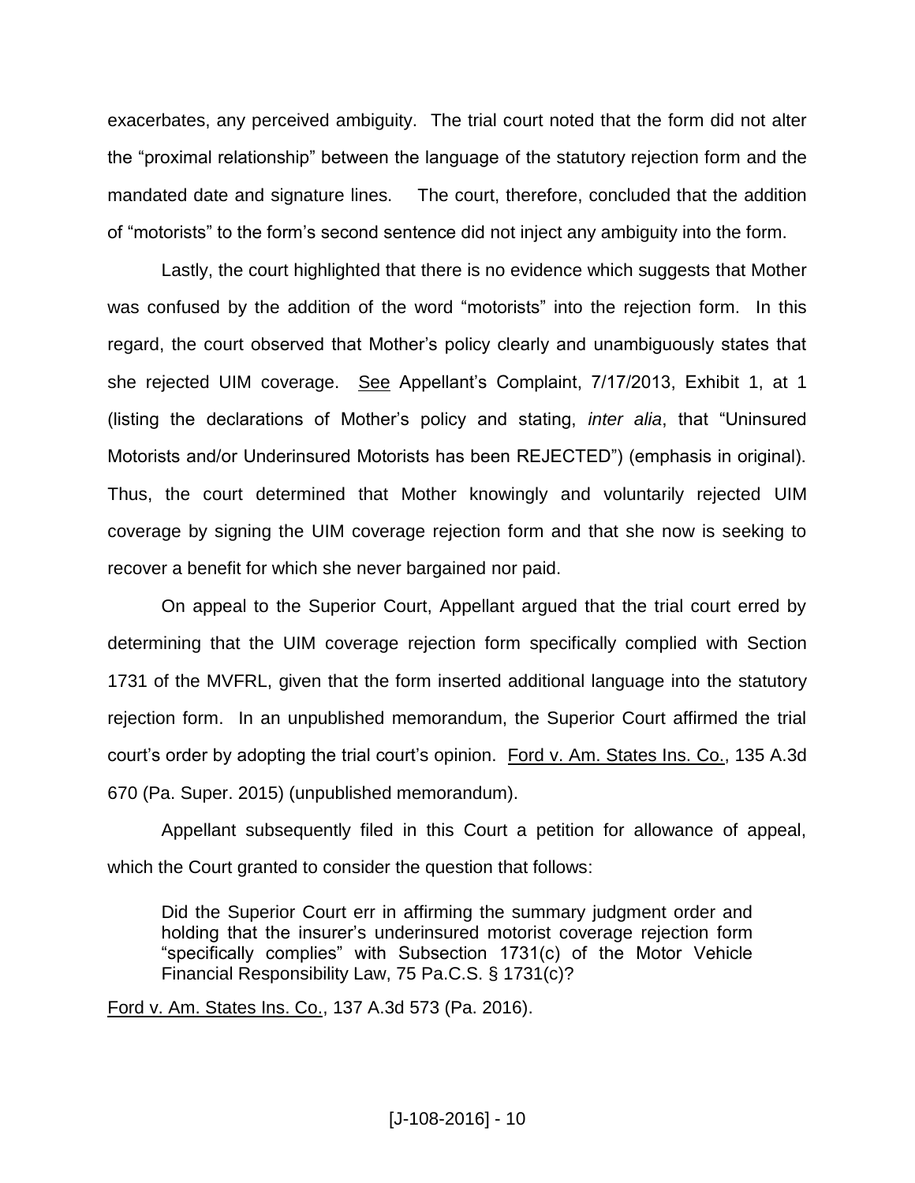exacerbates, any perceived ambiguity. The trial court noted that the form did not alter the "proximal relationship" between the language of the statutory rejection form and the mandated date and signature lines. The court, therefore, concluded that the addition of "motorists" to the form's second sentence did not inject any ambiguity into the form.

Lastly, the court highlighted that there is no evidence which suggests that Mother was confused by the addition of the word "motorists" into the rejection form. In this regard, the court observed that Mother's policy clearly and unambiguously states that she rejected UIM coverage. See Appellant's Complaint, 7/17/2013, Exhibit 1, at 1 (listing the declarations of Mother's policy and stating, *inter alia*, that "Uninsured Motorists and/or Underinsured Motorists has been REJECTED") (emphasis in original). Thus, the court determined that Mother knowingly and voluntarily rejected UIM coverage by signing the UIM coverage rejection form and that she now is seeking to recover a benefit for which she never bargained nor paid.

On appeal to the Superior Court, Appellant argued that the trial court erred by determining that the UIM coverage rejection form specifically complied with Section 1731 of the MVFRL, given that the form inserted additional language into the statutory rejection form. In an unpublished memorandum, the Superior Court affirmed the trial court's order by adopting the trial court's opinion. Ford v. Am. States Ins. Co., 135 A.3d 670 (Pa. Super. 2015) (unpublished memorandum).

Appellant subsequently filed in this Court a petition for allowance of appeal, which the Court granted to consider the question that follows:

> Did the Superior Court err in affirming the summary judgment order and holding that the insurer's underinsured motorist coverage rejection form "specifically complies" with Subsection 1731(c) of the Motor Vehicle Financial Responsibility Law, 75 Pa.C.S. § 1731(c)?

Ford v. Am. States Ins. Co., 137 A.3d 573 (Pa. 2016).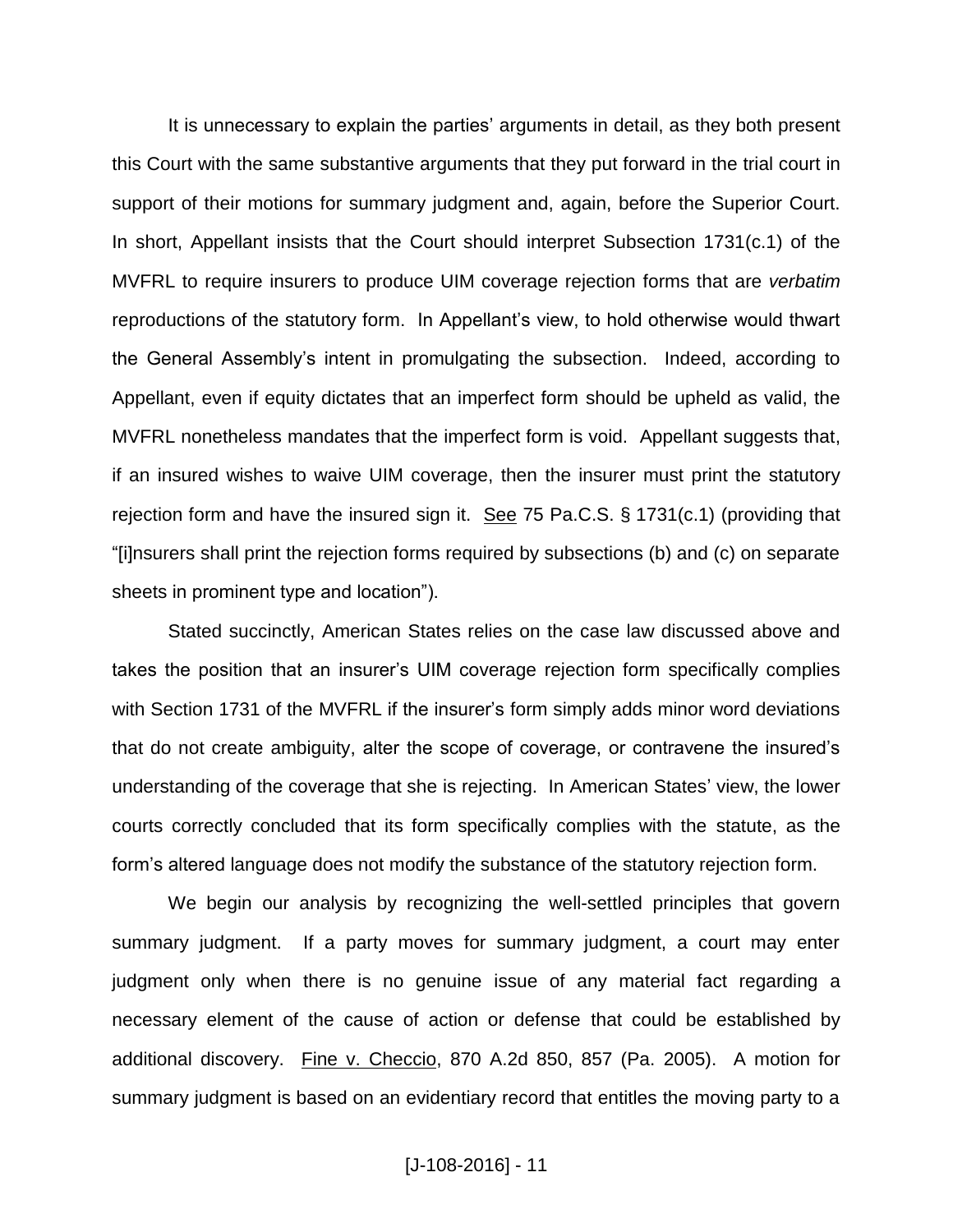It is unnecessary to explain the parties' arguments in detail, as they both present this Court with the same substantive arguments that they put forward in the trial court in support of their motions for summary judgment and, again, before the Superior Court. In short, Appellant insists that the Court should interpret Subsection 1731(c.1) of the MVFRL to require insurers to produce UIM coverage rejection forms that are *verbatim* reproductions of the statutory form. In Appellant's view, to hold otherwise would thwart the General Assembly's intent in promulgating the subsection. Indeed, according to Appellant, even if equity dictates that an imperfect form should be upheld as valid, the MVFRL nonetheless mandates that the imperfect form is void. Appellant suggests that, if an insured wishes to waive UIM coverage, then the insurer must print the statutory rejection form and have the insured sign it. See 75 Pa.C.S. § 1731(c.1) (providing that "[i]nsurers shall print the rejection forms required by subsections (b) and (c) on separate sheets in prominent type and location").

Stated succinctly, American States relies on the case law discussed above and takes the position that an insurer's UIM coverage rejection form specifically complies with Section 1731 of the MVFRL if the insurer's form simply adds minor word deviations that do not create ambiguity, alter the scope of coverage, or contravene the insured's understanding of the coverage that she is rejecting. In American States' view, the lower courts correctly concluded that its form specifically complies with the statute, as the form's altered language does not modify the substance of the statutory rejection form.

We begin our analysis by recognizing the well-settled principles that govern summary judgment. If a party moves for summary judgment, a court may enter judgment only when there is no genuine issue of any material fact regarding a necessary element of the cause of action or defense that could be established by additional discovery. Fine v. Checcio, 870 A.2d 850, 857 (Pa. 2005). A motion for summary judgment is based on an evidentiary record that entitles the moving party to a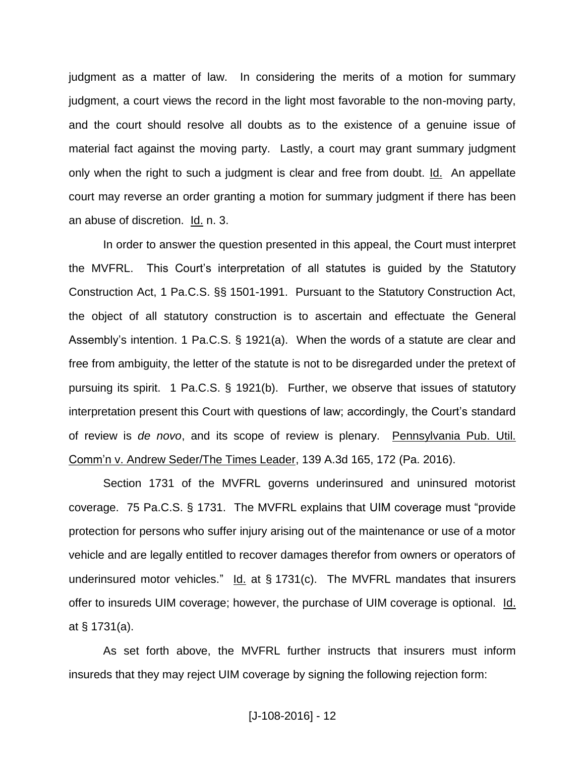judgment as a matter of law. In considering the merits of a motion for summary judgment, a court views the record in the light most favorable to the non-moving party, and the court should resolve all doubts as to the existence of a genuine issue of material fact against the moving party. Lastly, a court may grant summary judgment only when the right to such a judgment is clear and free from doubt. Id. An appellate court may reverse an order granting a motion for summary judgment if there has been an abuse of discretion. Id. n. 3.

In order to answer the question presented in this appeal, the Court must interpret the MVFRL. This Court's interpretation of all statutes is guided by the Statutory Construction Act, 1 Pa.C.S. §§ 1501-1991. Pursuant to the Statutory Construction Act, the object of all statutory construction is to ascertain and effectuate the General Assembly's intention. 1 Pa.C.S. § 1921(a). When the words of a statute are clear and free from ambiguity, the letter of the statute is not to be disregarded under the pretext of pursuing its spirit. 1 Pa.C.S. § 1921(b). Further, we observe that issues of statutory interpretation present this Court with questions of law; accordingly, the Court's standard of review is *de novo*, and its scope of review is plenary. Pennsylvania Pub. Util. Comm'n v. Andrew Seder/The Times Leader, 139 A.3d 165, 172 (Pa. 2016).

Section 1731 of the MVFRL governs underinsured and uninsured motorist coverage. 75 Pa.C.S. § 1731. The MVFRL explains that UIM coverage must "provide protection for persons who suffer injury arising out of the maintenance or use of a motor vehicle and are legally entitled to recover damages therefor from owners or operators of underinsured motor vehicles." Id. at § 1731(c). The MVFRL mandates that insurers offer to insureds UIM coverage; however, the purchase of UIM coverage is optional. Id. at § 1731(a).

As set forth above, the MVFRL further instructs that insurers must inform insureds that they may reject UIM coverage by signing the following rejection form: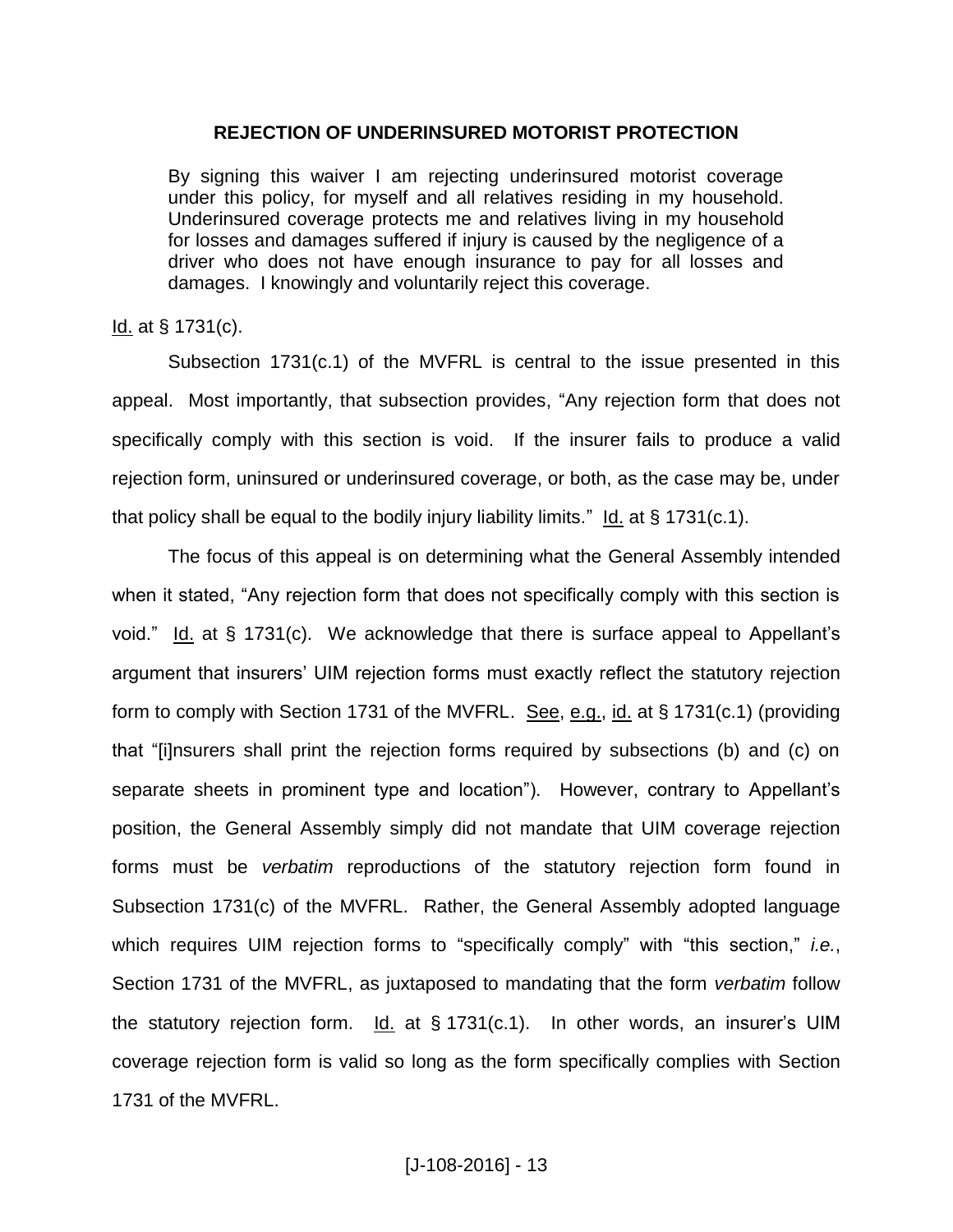**REJECTION OF UNDERINSURED MOTORIST PROTECTION**

> By signing this waiver I am rejecting underinsured motorist coverage under this policy, for myself and all relatives residing in my household. Underinsured coverage protects me and relatives living in my household for losses and damages suffered if injury is caused by the negligence of a driver who does not have enough insurance to pay for all losses and damages. I knowingly and voluntarily reject this coverage.

Id. at § 1731(c).

Subsection 1731(c.1) of the MVFRL is central to the issue presented in this appeal. Most importantly, that subsection provides, "Any rejection form that does not specifically comply with this section is void. If the insurer fails to produce a valid rejection form, uninsured or underinsured coverage, or both, as the case may be, under that policy shall be equal to the bodily injury liability limits." Id. at § 1731(c.1).

The focus of this appeal is on determining what the General Assembly intended when it stated, "Any rejection form that does not specifically comply with this section is void." Id. at § 1731(c). We acknowledge that there is surface appeal to Appellant's argument that insurers' UIM rejection forms must exactly reflect the statutory rejection form to comply with Section 1731 of the MVFRL. See, e.g., id. at § 1731(c.1) (providing that "[i]nsurers shall print the rejection forms required by subsections (b) and (c) on separate sheets in prominent type and location"). However, contrary to Appellant's position, the General Assembly simply did not mandate that UIM coverage rejection forms must be *verbatim* reproductions of the statutory rejection form found in Subsection 1731(c) of the MVFRL. Rather, the General Assembly adopted language which requires UIM rejection forms to "specifically comply" with "this section," *i.e.*, Section 1731 of the MVFRL, as juxtaposed to mandating that the form *verbatim* follow the statutory rejection form. Id. at § 1731(c.1). In other words, an insurer's UIM coverage rejection form is valid so long as the form specifically complies with Section 1731 of the MVFRL.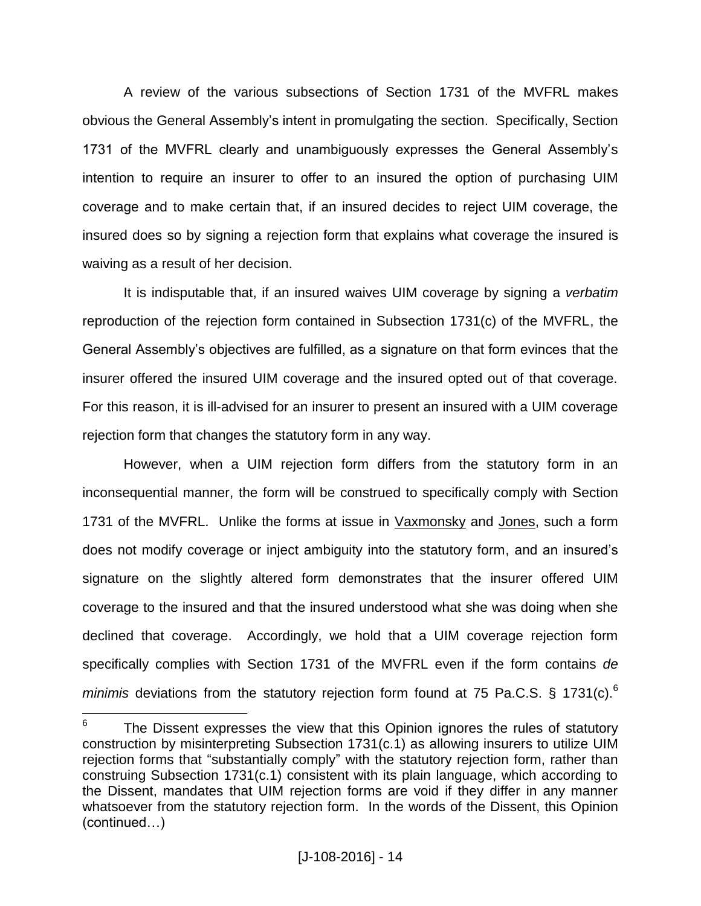A review of the various subsections of Section 1731 of the MVFRL makes obvious the General Assembly's intent in promulgating the section. Specifically, Section 1731 of the MVFRL clearly and unambiguously expresses the General Assembly's intention to require an insurer to offer to an insured the option of purchasing UIM coverage and to make certain that, if an insured decides to reject UIM coverage, the insured does so by signing a rejection form that explains what coverage the insured is waiving as a result of her decision.

It is indisputable that, if an insured waives UIM coverage by signing a *verbatim* reproduction of the rejection form contained in Subsection 1731(c) of the MVFRL, the General Assembly's objectives are fulfilled, as a signature on that form evinces that the insurer offered the insured UIM coverage and the insured opted out of that coverage. For this reason, it is ill-advised for an insurer to present an insured with a UIM coverage rejection form that changes the statutory form in any way.

However, when a UIM rejection form differs from the statutory form in an inconsequential manner, the form will be construed to specifically comply with Section 1731 of the MVFRL. Unlike the forms at issue in Vaxmonsky and Jones, such a form does not modify coverage or inject ambiguity into the statutory form, and an insured's signature on the slightly altered form demonstrates that the insurer offered UIM coverage to the insured and that the insured understood what she was doing when she declined that coverage. Accordingly, we hold that a UIM coverage rejection form specifically complies with Section 1731 of the MVFRL even if the form contains *de minimis* deviations from the statutory rejection form found at 75 Pa.C.S. § 1731(c).[6]

[6] The Dissent expresses the view that this Opinion ignores the rules of statutory construction by misinterpreting Subsection 1731(c.1) as allowing insurers to utilize UIM rejection forms that "substantially comply" with the statutory rejection form, rather than construing Subsection 1731(c.1) consistent with its plain language, which according to the Dissent, mandates that UIM rejection forms are void if they differ in any manner whatsoever from the statutory rejection form. In the words of the Dissent, this Opinion (continued…)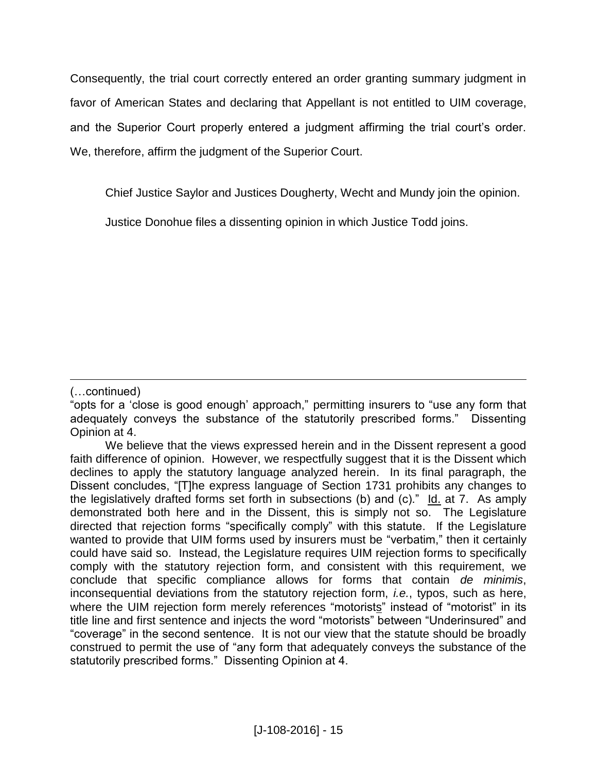Consequently, the trial court correctly entered an order granting summary judgment in favor of American States and declaring that Appellant is not entitled to UIM coverage, and the Superior Court properly entered a judgment affirming the trial court's order. We, therefore, affirm the judgment of the Superior Court.

Chief Justice Saylor and Justices Dougherty, Wecht and Mundy join the opinion.

Justice Donohue files a dissenting opinion in which Justice Todd joins.

---

(…continued)

"opts for a 'close is good enough' approach," permitting insurers to "use any form that adequately conveys the substance of the statutorily prescribed forms." Dissenting Opinion at 4.

We believe that the views expressed herein and in the Dissent represent a good faith difference of opinion. However, we respectfully suggest that it is the Dissent which declines to apply the statutory language analyzed herein. In its final paragraph, the Dissent concludes, "[T]he express language of Section 1731 prohibits any changes to the legislatively drafted forms set forth in subsections (b) and (c)." Id. at 7. As amply demonstrated both here and in the Dissent, this is simply not so. The Legislature directed that rejection forms "specifically comply" with this statute. If the Legislature wanted to provide that UIM forms used by insurers must be "verbatim," then it certainly could have said so. Instead, the Legislature requires UIM rejection forms to specifically comply with the statutory rejection form, and consistent with this requirement, we conclude that specific compliance allows for forms that contain *de minimis*, inconsequential deviations from the statutory rejection form, *i.e.*, typos, such as here, where the UIM rejection form merely references "motorists" instead of "motorist" in its title line and first sentence and injects the word "motorists" between "Underinsured" and "coverage" in the second sentence. It is not our view that the statute should be broadly construed to permit the use of "any form that adequately conveys the substance of the statutorily prescribed forms." Dissenting Opinion at 4.